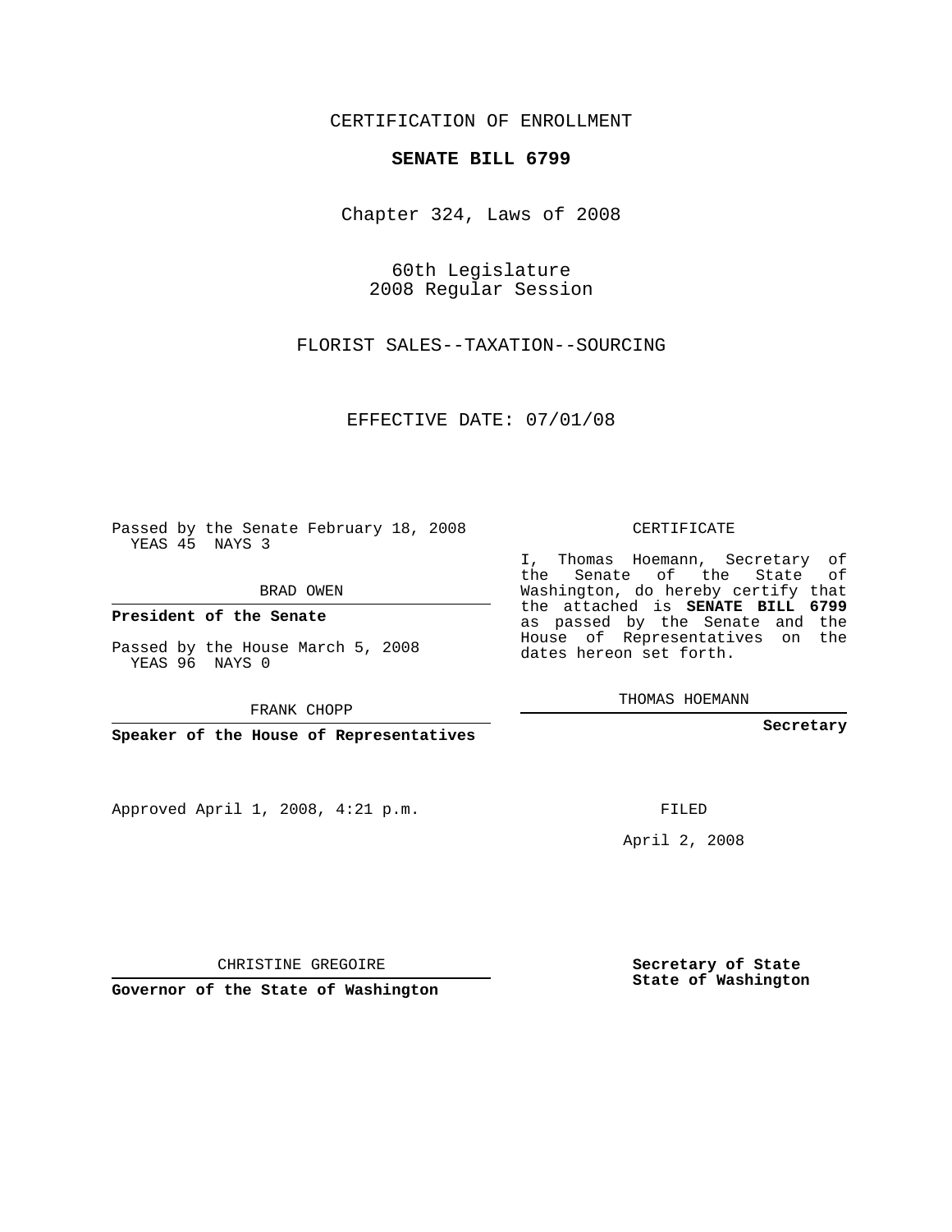CERTIFICATION OF ENROLLMENT

**SENATE BILL 6799**

Chapter 324, Laws of 2008

60th Legislature
2008 Regular Session

FLORIST SALES--TAXATION--SOURCING

EFFECTIVE DATE: 07/01/08

Passed by the Senate February 18, 2008
YEAS 45 NAYS 3

BRAD OWEN

**President of the Senate**

Passed by the House March 5, 2008
YEAS 96 NAYS 0

FRANK CHOPP

**Speaker of the House of Representatives**

CERTIFICATE

I, Thomas Hoemann, Secretary of the Senate of the State of Washington, do hereby certify that the attached is **SENATE BILL 6799** as passed by the Senate and the House of Representatives on the dates hereon set forth.

THOMAS HOEMANN

**Secretary**

Approved April 1, 2008, 4:21 p.m.

FILED

April 2, 2008

CHRISTINE GREGOIRE

**Governor of the State of Washington**

**Secretary of State**
**State of Washington**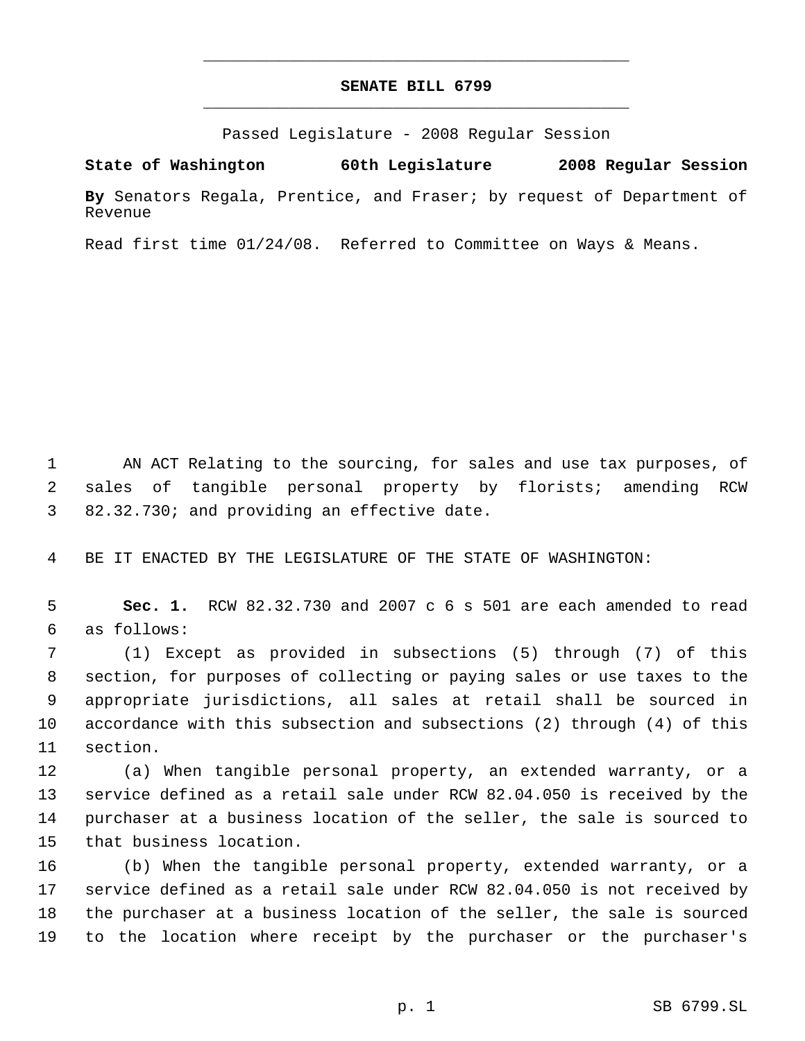# SENATE BILL 6799

Passed Legislature - 2008 Regular Session

**State of Washington 60th Legislature 2008 Regular Session**

**By** Senators Regala, Prentice, and Fraser; by request of Department of Revenue

Read first time 01/24/08. Referred to Committee on Ways & Means.

AN ACT Relating to the sourcing, for sales and use tax purposes, of sales of tangible personal property by florists; amending RCW 82.32.730; and providing an effective date.

BE IT ENACTED BY THE LEGISLATURE OF THE STATE OF WASHINGTON:

**Sec. 1.** RCW 82.32.730 and 2007 c 6 s 501 are each amended to read as follows:

(1) Except as provided in subsections (5) through (7) of this section, for purposes of collecting or paying sales or use taxes to the appropriate jurisdictions, all sales at retail shall be sourced in accordance with this subsection and subsections (2) through (4) of this section.

(a) When tangible personal property, an extended warranty, or a service defined as a retail sale under RCW 82.04.050 is received by the purchaser at a business location of the seller, the sale is sourced to that business location.

(b) When the tangible personal property, extended warranty, or a service defined as a retail sale under RCW 82.04.050 is not received by the purchaser at a business location of the seller, the sale is sourced to the location where receipt by the purchaser or the purchaser's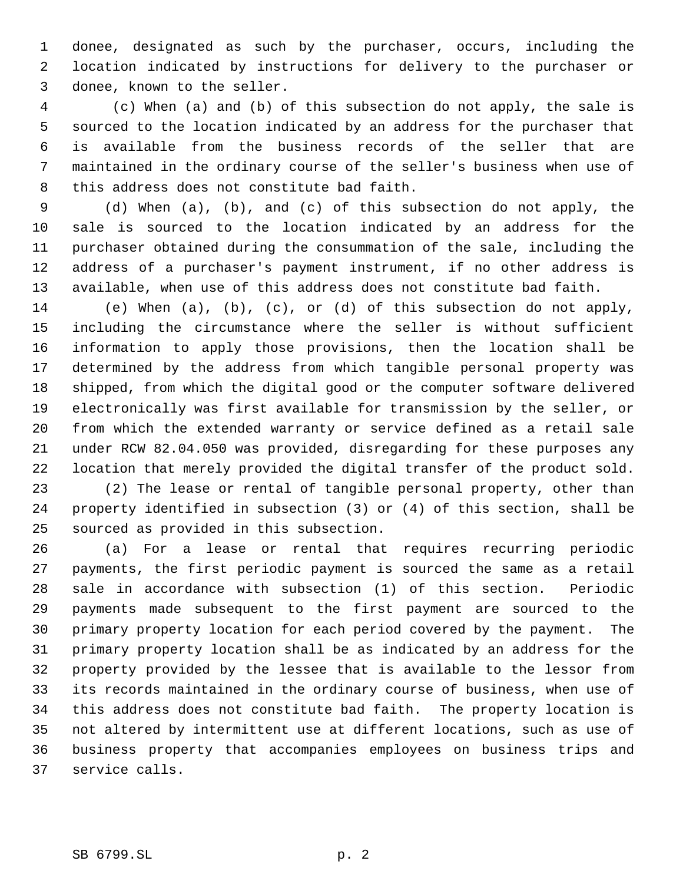donee, designated as such by the purchaser, occurs, including the location indicated by instructions for delivery to the purchaser or donee, known to the seller.

(c) When (a) and (b) of this subsection do not apply, the sale is sourced to the location indicated by an address for the purchaser that is available from the business records of the seller that are maintained in the ordinary course of the seller's business when use of this address does not constitute bad faith.

(d) When (a), (b), and (c) of this subsection do not apply, the sale is sourced to the location indicated by an address for the purchaser obtained during the consummation of the sale, including the address of a purchaser's payment instrument, if no other address is available, when use of this address does not constitute bad faith.

(e) When (a), (b), (c), or (d) of this subsection do not apply, including the circumstance where the seller is without sufficient information to apply those provisions, then the location shall be determined by the address from which tangible personal property was shipped, from which the digital good or the computer software delivered electronically was first available for transmission by the seller, or from which the extended warranty or service defined as a retail sale under RCW 82.04.050 was provided, disregarding for these purposes any location that merely provided the digital transfer of the product sold.

(2) The lease or rental of tangible personal property, other than property identified in subsection (3) or (4) of this section, shall be sourced as provided in this subsection.

(a) For a lease or rental that requires recurring periodic payments, the first periodic payment is sourced the same as a retail sale in accordance with subsection (1) of this section. Periodic payments made subsequent to the first payment are sourced to the primary property location for each period covered by the payment. The primary property location shall be as indicated by an address for the property provided by the lessee that is available to the lessor from its records maintained in the ordinary course of business, when use of this address does not constitute bad faith. The property location is not altered by intermittent use at different locations, such as use of business property that accompanies employees on business trips and service calls.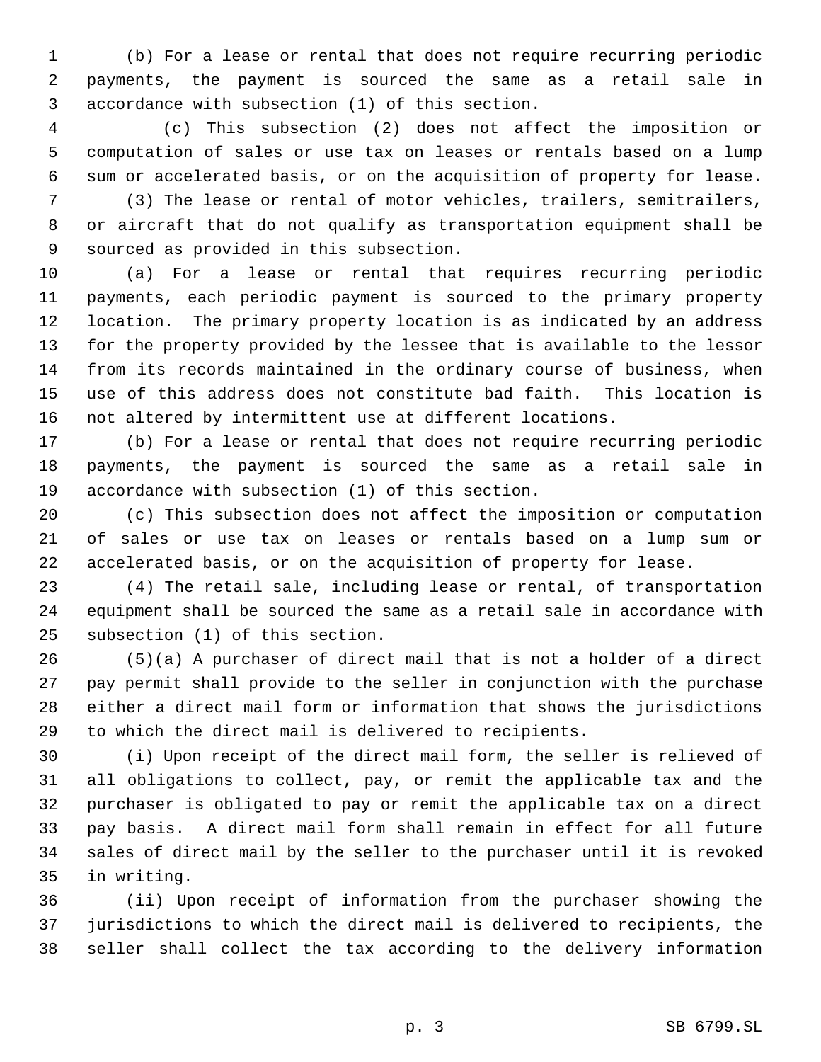(b) For a lease or rental that does not require recurring periodic payments, the payment is sourced the same as a retail sale in accordance with subsection (1) of this section.

(c) This subsection (2) does not affect the imposition or computation of sales or use tax on leases or rentals based on a lump sum or accelerated basis, or on the acquisition of property for lease.

(3) The lease or rental of motor vehicles, trailers, semitrailers, or aircraft that do not qualify as transportation equipment shall be sourced as provided in this subsection.

(a) For a lease or rental that requires recurring periodic payments, each periodic payment is sourced to the primary property location. The primary property location is as indicated by an address for the property provided by the lessee that is available to the lessor from its records maintained in the ordinary course of business, when use of this address does not constitute bad faith. This location is not altered by intermittent use at different locations.

(b) For a lease or rental that does not require recurring periodic payments, the payment is sourced the same as a retail sale in accordance with subsection (1) of this section.

(c) This subsection does not affect the imposition or computation of sales or use tax on leases or rentals based on a lump sum or accelerated basis, or on the acquisition of property for lease.

(4) The retail sale, including lease or rental, of transportation equipment shall be sourced the same as a retail sale in accordance with subsection (1) of this section.

(5)(a) A purchaser of direct mail that is not a holder of a direct pay permit shall provide to the seller in conjunction with the purchase either a direct mail form or information that shows the jurisdictions to which the direct mail is delivered to recipients.

(i) Upon receipt of the direct mail form, the seller is relieved of all obligations to collect, pay, or remit the applicable tax and the purchaser is obligated to pay or remit the applicable tax on a direct pay basis. A direct mail form shall remain in effect for all future sales of direct mail by the seller to the purchaser until it is revoked in writing.

(ii) Upon receipt of information from the purchaser showing the jurisdictions to which the direct mail is delivered to recipients, the seller shall collect the tax according to the delivery information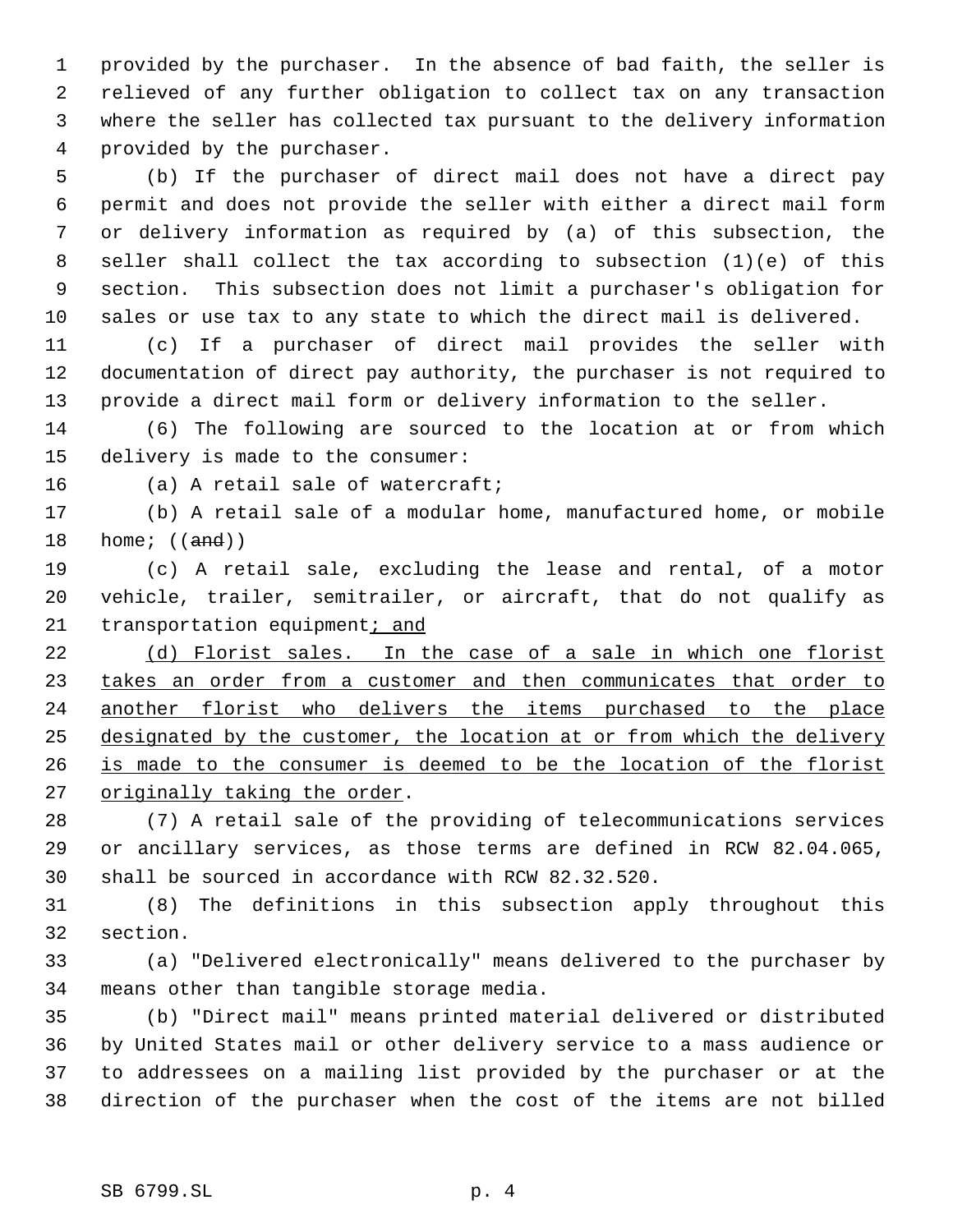provided by the purchaser. In the absence of bad faith, the seller is relieved of any further obligation to collect tax on any transaction where the seller has collected tax pursuant to the delivery information provided by the purchaser.

(b) If the purchaser of direct mail does not have a direct pay permit and does not provide the seller with either a direct mail form or delivery information as required by (a) of this subsection, the seller shall collect the tax according to subsection (1)(e) of this section. This subsection does not limit a purchaser's obligation for sales or use tax to any state to which the direct mail is delivered.

(c) If a purchaser of direct mail provides the seller with documentation of direct pay authority, the purchaser is not required to provide a direct mail form or delivery information to the seller.

(6) The following are sourced to the location at or from which delivery is made to the consumer:

(a) A retail sale of watercraft;

(b) A retail sale of a modular home, manufactured home, or mobile home; ((~~and~~))

(c) A retail sale, excluding the lease and rental, of a motor vehicle, trailer, semitrailer, or aircraft, that do not qualify as transportation equipment<u>; and</u>

<u>(d) Florist sales. In the case of a sale in which one florist takes an order from a customer and then communicates that order to another florist who delivers the items purchased to the place designated by the customer, the location at or from which the delivery is made to the consumer is deemed to be the location of the florist originally taking the order</u>.

(7) A retail sale of the providing of telecommunications services or ancillary services, as those terms are defined in RCW 82.04.065, shall be sourced in accordance with RCW 82.32.520.

(8) The definitions in this subsection apply throughout this section.

(a) "Delivered electronically" means delivered to the purchaser by means other than tangible storage media.

(b) "Direct mail" means printed material delivered or distributed by United States mail or other delivery service to a mass audience or to addressees on a mailing list provided by the purchaser or at the direction of the purchaser when the cost of the items are not billed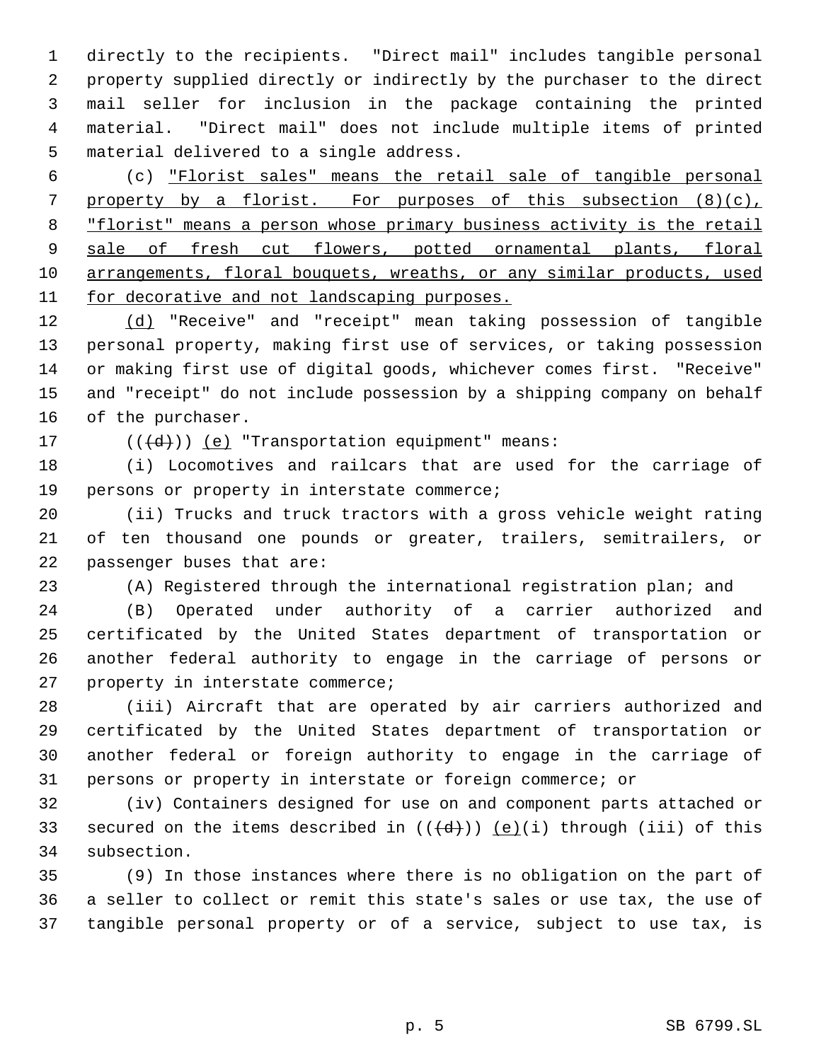directly to the recipients. "Direct mail" includes tangible personal property supplied directly or indirectly by the purchaser to the direct mail seller for inclusion in the package containing the printed material. "Direct mail" does not include multiple items of printed material delivered to a single address.

(c) "Florist sales" means the retail sale of tangible personal property by a florist. For purposes of this subsection (8)(c), "florist" means a person whose primary business activity is the retail sale of fresh cut flowers, potted ornamental plants, floral arrangements, floral bouquets, wreaths, or any similar products, used for decorative and not landscaping purposes.

(d) "Receive" and "receipt" mean taking possession of tangible personal property, making first use of services, or taking possession or making first use of digital goods, whichever comes first. "Receive" and "receipt" do not include possession by a shipping company on behalf of the purchaser.

(((d))) (e) "Transportation equipment" means:

(i) Locomotives and railcars that are used for the carriage of persons or property in interstate commerce;

(ii) Trucks and truck tractors with a gross vehicle weight rating of ten thousand one pounds or greater, trailers, semitrailers, or passenger buses that are:

(A) Registered through the international registration plan; and

(B) Operated under authority of a carrier authorized and certificated by the United States department of transportation or another federal authority to engage in the carriage of persons or property in interstate commerce;

(iii) Aircraft that are operated by air carriers authorized and certificated by the United States department of transportation or another federal or foreign authority to engage in the carriage of persons or property in interstate or foreign commerce; or

(iv) Containers designed for use on and component parts attached or secured on the items described in (((d))) (e)(i) through (iii) of this subsection.

(9) In those instances where there is no obligation on the part of a seller to collect or remit this state's sales or use tax, the use of tangible personal property or of a service, subject to use tax, is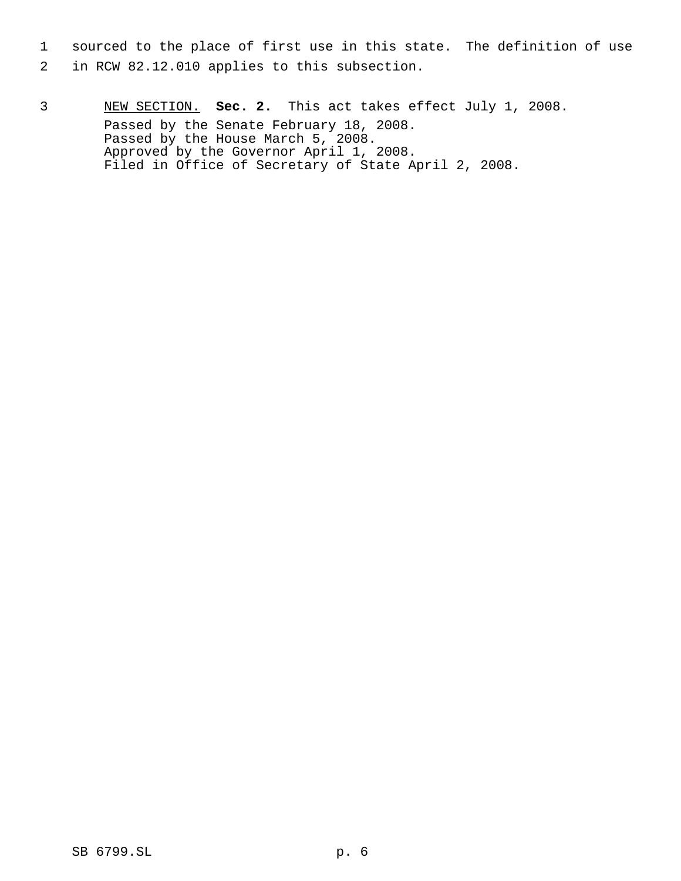sourced to the place of first use in this state. The definition of use in RCW 82.12.010 applies to this subsection.

NEW SECTION. **Sec. 2.** This act takes effect July 1, 2008.

Passed by the Senate February 18, 2008.
Passed by the House March 5, 2008.
Approved by the Governor April 1, 2008.
Filed in Office of Secretary of State April 2, 2008.